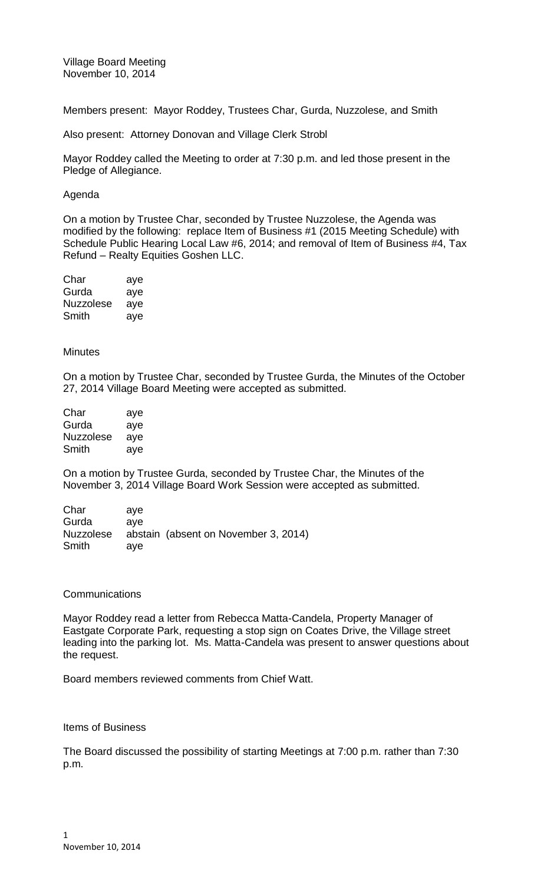Village Board Meeting
November 10, 2014

Members present: Mayor Roddey, Trustees Char, Gurda, Nuzzolese, and Smith

Also present: Attorney Donovan and Village Clerk Strobl

Mayor Roddey called the Meeting to order at 7:30 p.m. and led those present in the Pledge of Allegiance.

Agenda

On a motion by Trustee Char, seconded by Trustee Nuzzolese, the Agenda was modified by the following: replace Item of Business #1 (2015 Meeting Schedule) with Schedule Public Hearing Local Law #6, 2014; and removal of Item of Business #4, Tax Refund – Realty Equities Goshen LLC.

| | |
|---|---|
| Char | aye |
| Gurda | aye |
| Nuzzolese | aye |
| Smith | aye |

Minutes

On a motion by Trustee Char, seconded by Trustee Gurda, the Minutes of the October 27, 2014 Village Board Meeting were accepted as submitted.

| | |
|---|---|
| Char | aye |
| Gurda | aye |
| Nuzzolese | aye |
| Smith | aye |

On a motion by Trustee Gurda, seconded by Trustee Char, the Minutes of the November 3, 2014 Village Board Work Session were accepted as submitted.

| | |
|---|---|
| Char | aye |
| Gurda | aye |
| Nuzzolese | abstain (absent on November 3, 2014) |
| Smith | aye |

Communications

Mayor Roddey read a letter from Rebecca Matta-Candela, Property Manager of Eastgate Corporate Park, requesting a stop sign on Coates Drive, the Village street leading into the parking lot. Ms. Matta-Candela was present to answer questions about the request.

Board members reviewed comments from Chief Watt.

Items of Business

The Board discussed the possibility of starting Meetings at 7:00 p.m. rather than 7:30 p.m.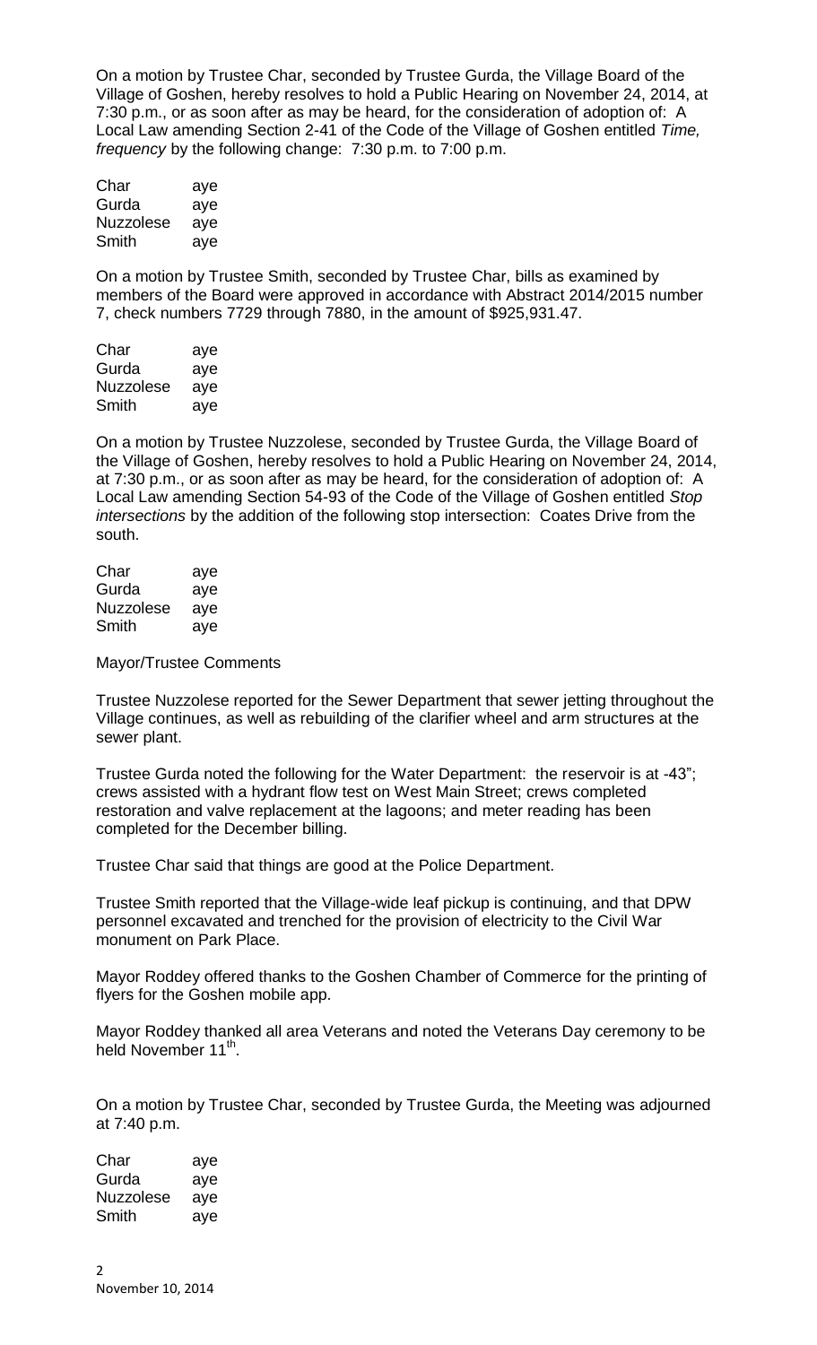On a motion by Trustee Char, seconded by Trustee Gurda, the Village Board of the Village of Goshen, hereby resolves to hold a Public Hearing on November 24, 2014, at 7:30 p.m., or as soon after as may be heard, for the consideration of adoption of: A Local Law amending Section 2-41 of the Code of the Village of Goshen entitled *Time, frequency* by the following change: 7:30 p.m. to 7:00 p.m.

| | |
|---|---|
| Char | aye |
| Gurda | aye |
| Nuzzolese | aye |
| Smith | aye |

On a motion by Trustee Smith, seconded by Trustee Char, bills as examined by members of the Board were approved in accordance with Abstract 2014/2015 number 7, check numbers 7729 through 7880, in the amount of $925,931.47.

| | |
|---|---|
| Char | aye |
| Gurda | aye |
| Nuzzolese | aye |
| Smith | aye |

On a motion by Trustee Nuzzolese, seconded by Trustee Gurda, the Village Board of the Village of Goshen, hereby resolves to hold a Public Hearing on November 24, 2014, at 7:30 p.m., or as soon after as may be heard, for the consideration of adoption of: A Local Law amending Section 54-93 of the Code of the Village of Goshen entitled *Stop intersections* by the addition of the following stop intersection: Coates Drive from the south.

| | |
|---|---|
| Char | aye |
| Gurda | aye |
| Nuzzolese | aye |
| Smith | aye |

Mayor/Trustee Comments

Trustee Nuzzolese reported for the Sewer Department that sewer jetting throughout the Village continues, as well as rebuilding of the clarifier wheel and arm structures at the sewer plant.

Trustee Gurda noted the following for the Water Department: the reservoir is at -43"; crews assisted with a hydrant flow test on West Main Street; crews completed restoration and valve replacement at the lagoons; and meter reading has been completed for the December billing.

Trustee Char said that things are good at the Police Department.

Trustee Smith reported that the Village-wide leaf pickup is continuing, and that DPW personnel excavated and trenched for the provision of electricity to the Civil War monument on Park Place.

Mayor Roddey offered thanks to the Goshen Chamber of Commerce for the printing of flyers for the Goshen mobile app.

Mayor Roddey thanked all area Veterans and noted the Veterans Day ceremony to be held November 11th.

On a motion by Trustee Char, seconded by Trustee Gurda, the Meeting was adjourned at 7:40 p.m.

| | |
|---|---|
| Char | aye |
| Gurda | aye |
| Nuzzolese | aye |
| Smith | aye |

November 10, 2014